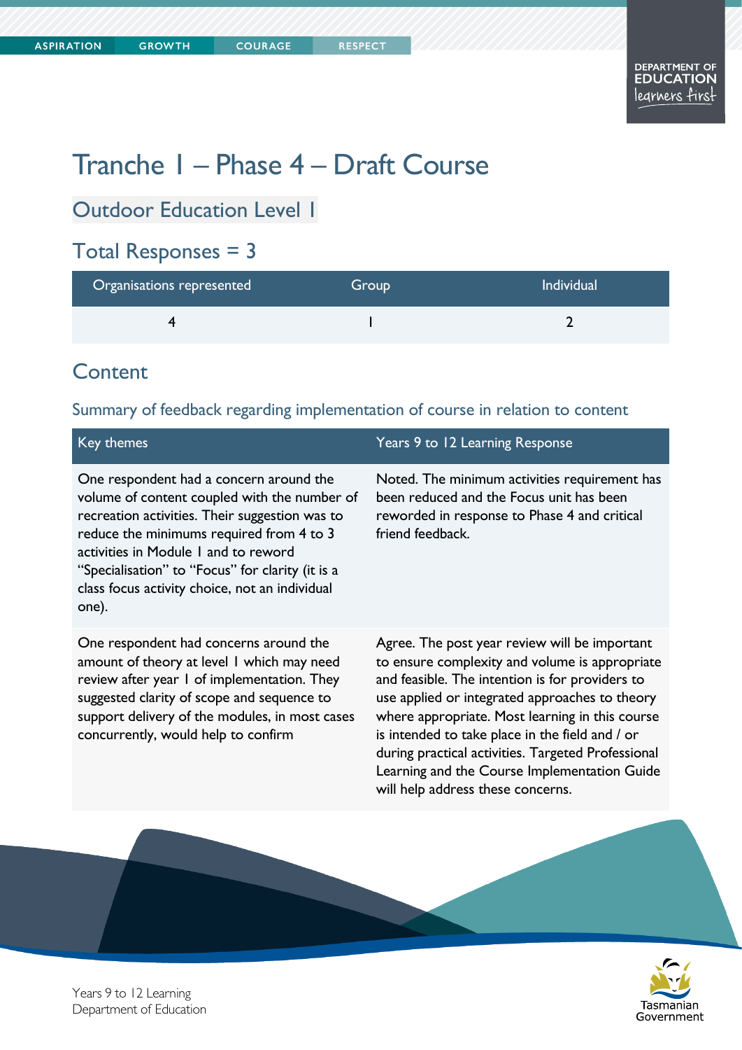# Tranche 1 – Phase 4 – Draft Course

## Outdoor Education Level 1

## Total Responses = 3

| Organisations represented | Group | Individual |
|---|---|---|
| 4 | 1 | 2 |

## Content

### Summary of feedback regarding implementation of course in relation to content

| Key themes | Years 9 to 12 Learning Response |
|---|---|
| One respondent had a concern around the volume of content coupled with the number of recreation activities. Their suggestion was to reduce the minimums required from 4 to 3 activities in Module 1 and to reword "Specialisation" to "Focus" for clarity (it is a class focus activity choice, not an individual one). | Noted. The minimum activities requirement has been reduced and the Focus unit has been reworded in response to Phase 4 and critical friend feedback. |
| One respondent had concerns around the amount of theory at level 1 which may need review after year 1 of implementation. They suggested clarity of scope and sequence to support delivery of the modules, in most cases concurrently, would help to confirm | Agree. The post year review will be important to ensure complexity and volume is appropriate and feasible. The intention is for providers to use applied or integrated approaches to theory where appropriate. Most learning in this course is intended to take place in the field and / or during practical activities. Targeted Professional Learning and the Course Implementation Guide will help address these concerns. |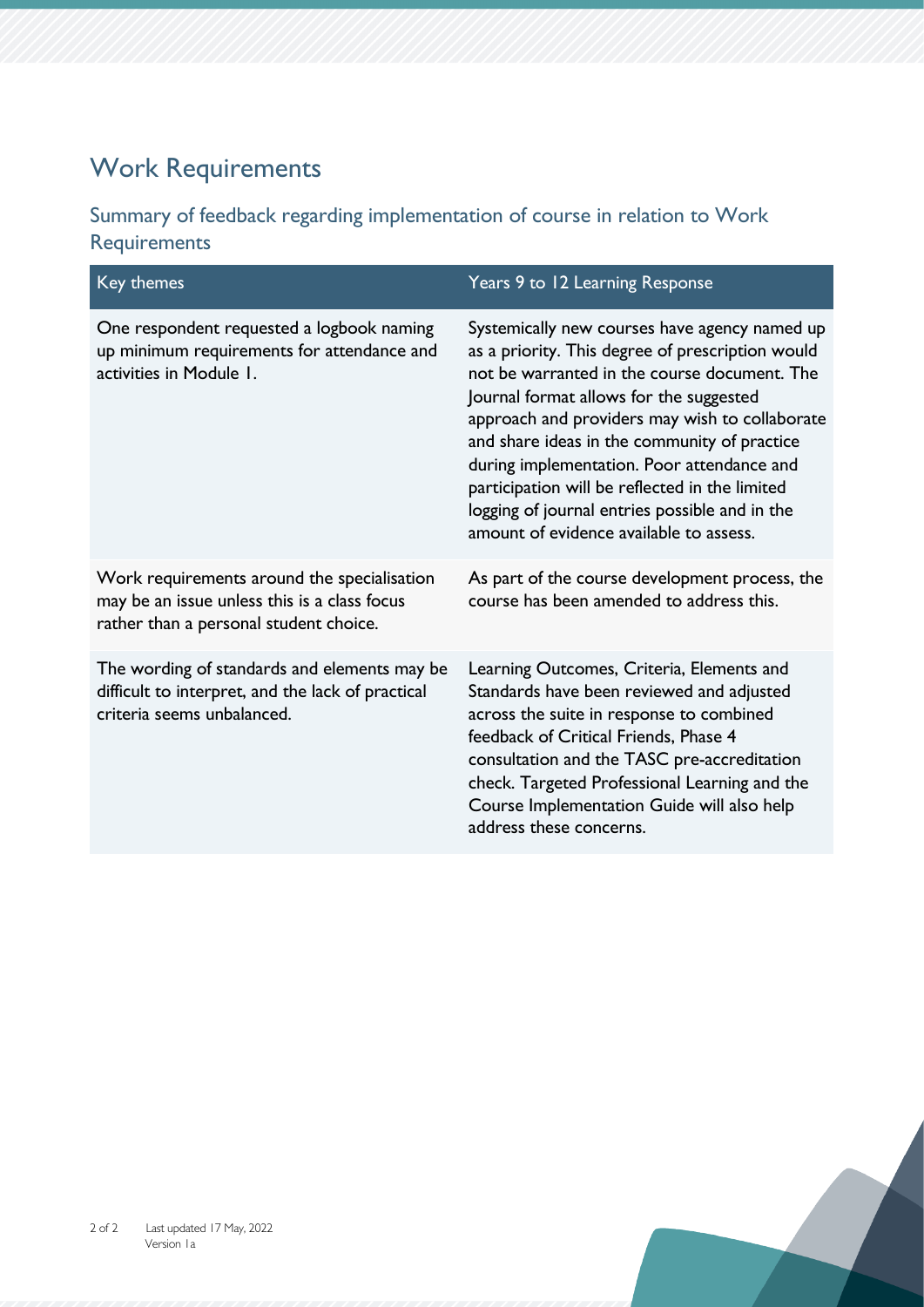## Work Requirements

### Summary of feedback regarding implementation of course in relation to Work Requirements

| Key themes | Years 9 to 12 Learning Response |
| --- | --- |
| One respondent requested a logbook naming up minimum requirements for attendance and activities in Module 1. | Systemically new courses have agency named up as a priority. This degree of prescription would not be warranted in the course document. The Journal format allows for the suggested approach and providers may wish to collaborate and share ideas in the community of practice during implementation. Poor attendance and participation will be reflected in the limited logging of journal entries possible and in the amount of evidence available to assess. |
| Work requirements around the specialisation may be an issue unless this is a class focus rather than a personal student choice. | As part of the course development process, the course has been amended to address this. |
| The wording of standards and elements may be difficult to interpret, and the lack of practical criteria seems unbalanced. | Learning Outcomes, Criteria, Elements and Standards have been reviewed and adjusted across the suite in response to combined feedback of Critical Friends, Phase 4 consultation and the TASC pre-accreditation check. Targeted Professional Learning and the Course Implementation Guide will also help address these concerns. |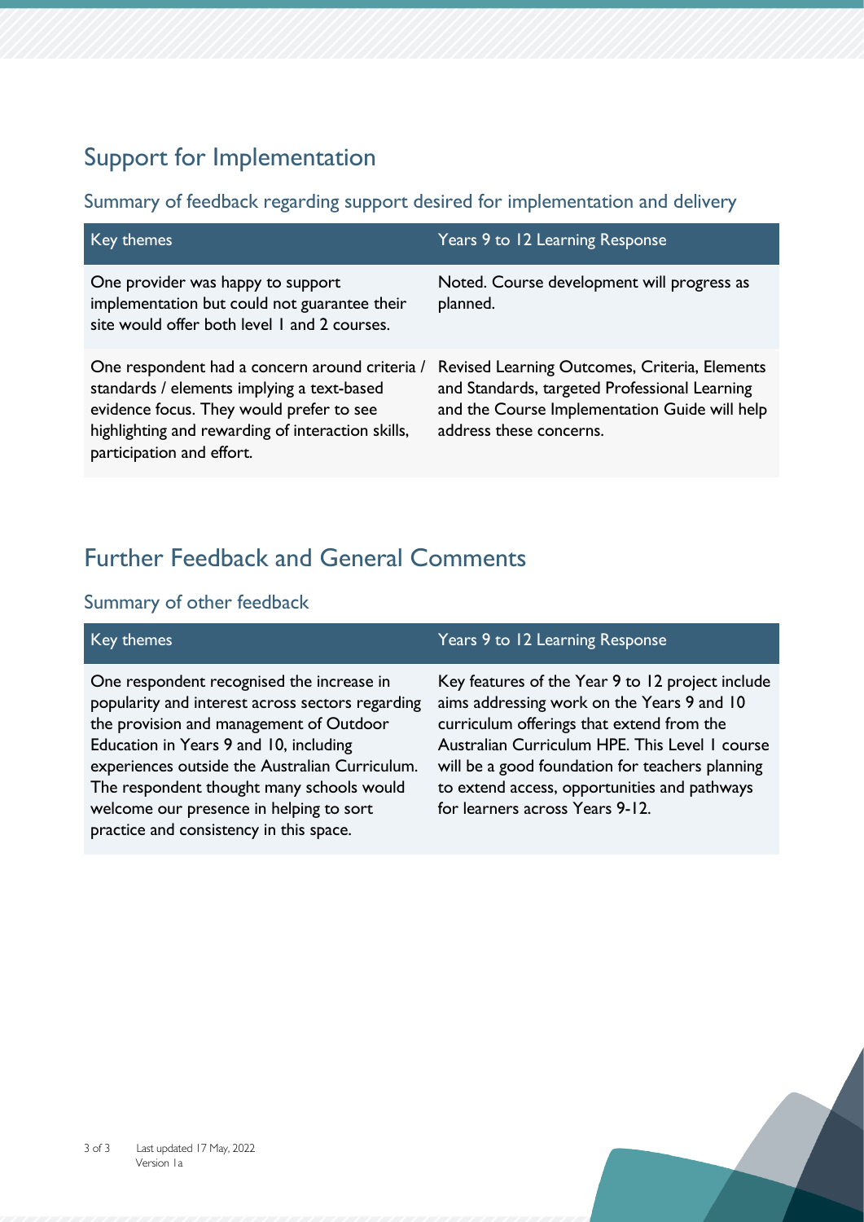## Support for Implementation

### Summary of feedback regarding support desired for implementation and delivery

| Key themes | Years 9 to 12 Learning Response |
|---|---|
| One provider was happy to support implementation but could not guarantee their site would offer both level 1 and 2 courses. | Noted. Course development will progress as planned. |
| One respondent had a concern around criteria / standards / elements implying a text-based evidence focus. They would prefer to see highlighting and rewarding of interaction skills, participation and effort. | Revised Learning Outcomes, Criteria, Elements and Standards, targeted Professional Learning and the Course Implementation Guide will help address these concerns. |

## Further Feedback and General Comments

### Summary of other feedback

| Key themes | Years 9 to 12 Learning Response |
|---|---|
| One respondent recognised the increase in popularity and interest across sectors regarding the provision and management of Outdoor Education in Years 9 and 10, including experiences outside the Australian Curriculum. The respondent thought many schools would welcome our presence in helping to sort practice and consistency in this space. | Key features of the Year 9 to 12 project include aims addressing work on the Years 9 and 10 curriculum offerings that extend from the Australian Curriculum HPE. This Level 1 course will be a good foundation for teachers planning to extend access, opportunities and pathways for learners across Years 9-12. |

Last updated 17 May, 2022
Version 1a